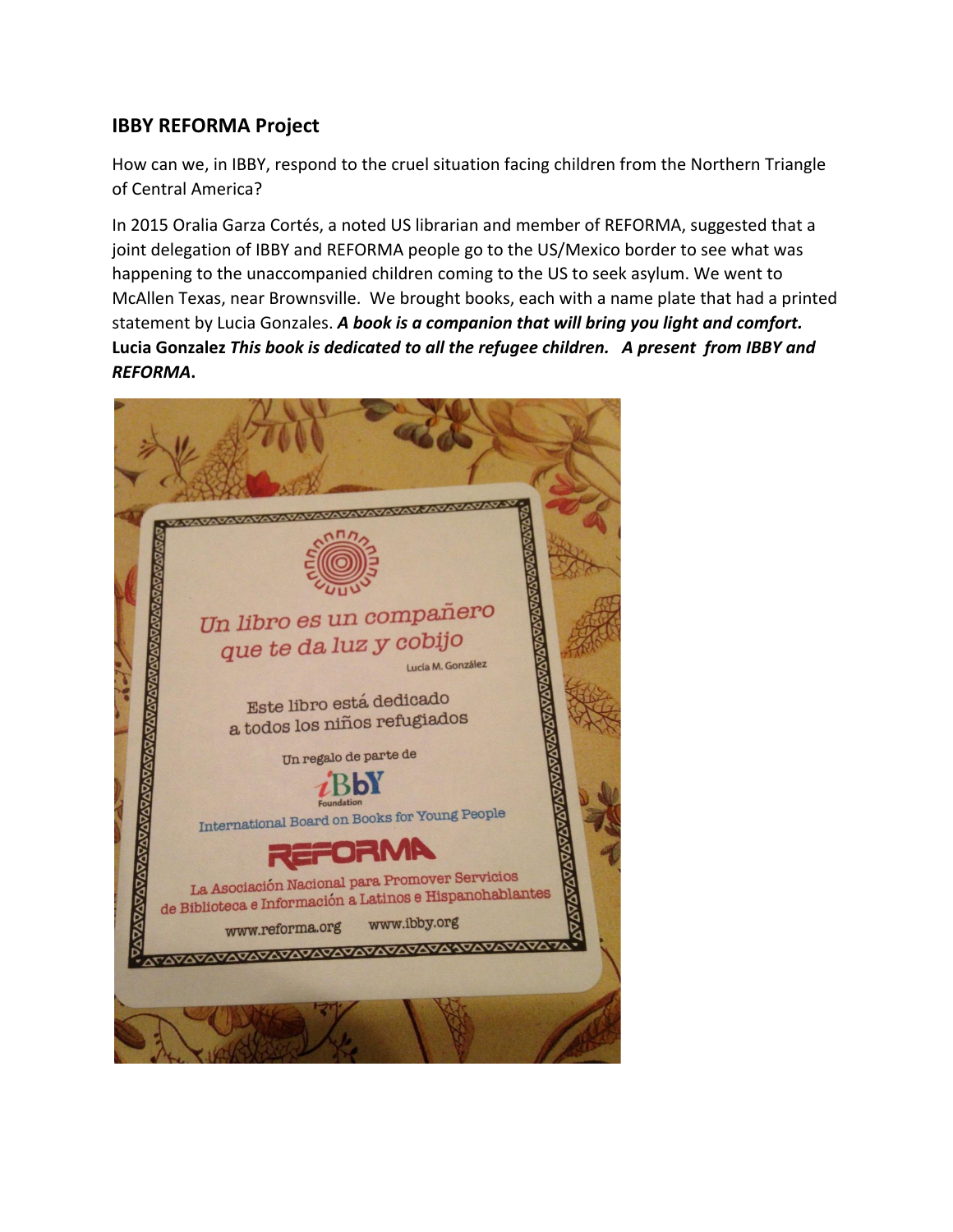## IBBY REFORMA Project

How can we, in IBBY, respond to the cruel situation facing children from the Northern Triangle of Central America?

In 2015 Oralia Garza Cortés, a noted US librarian and member of REFORMA, suggested that a joint delegation of IBBY and REFORMA people go to the US/Mexico border to see what was happening to the unaccompanied children coming to the US to seek asylum. We went to McAllen Texas, near Brownsville. We brought books, each with a name plate that had a printed statement by Lucia Gonzales. ***A book is a companion that will bring you light and comfort.*** **Lucia Gonzalez** ***This book is dedicated to all the refugee children. A present from IBBY and REFORMA*****.**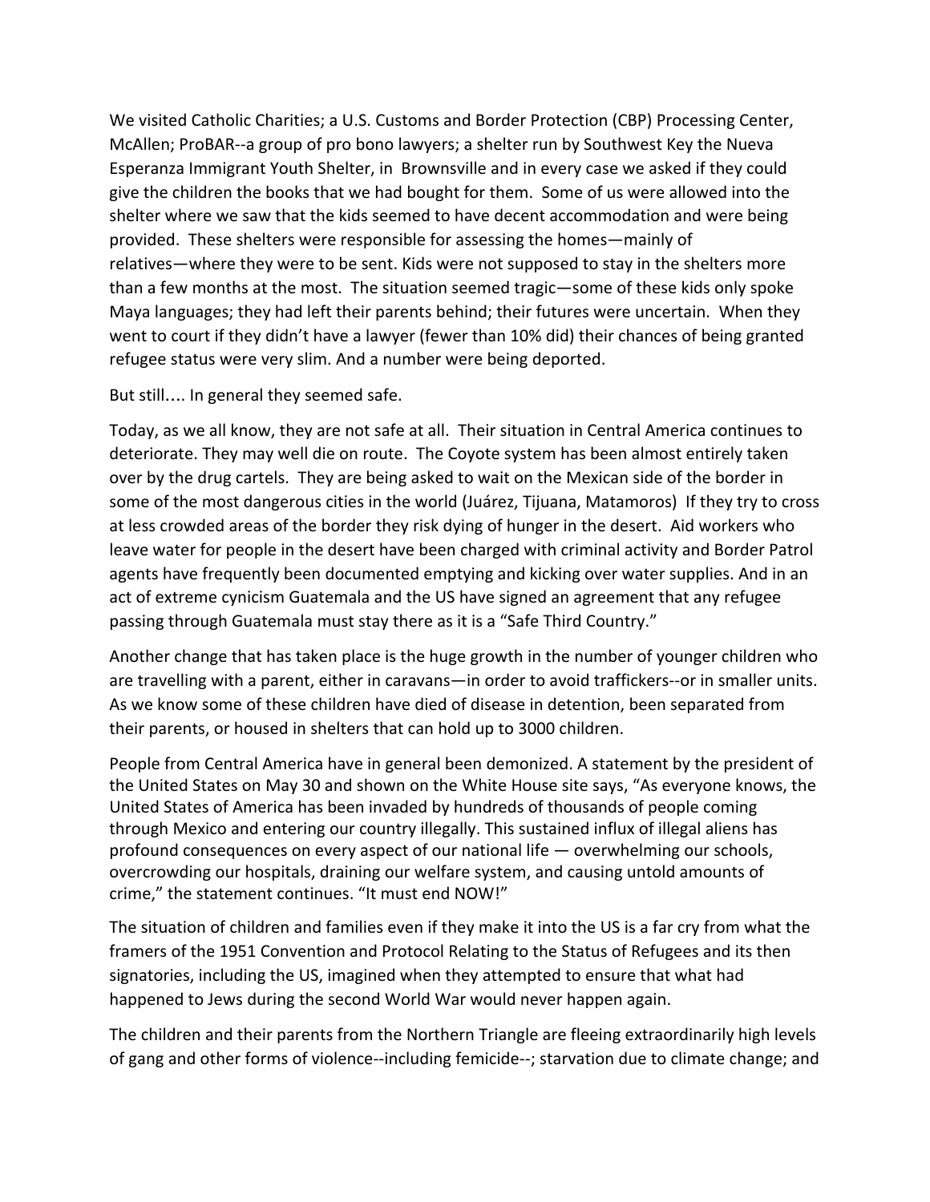We visited Catholic Charities; a U.S. Customs and Border Protection (CBP) Processing Center, McAllen; ProBAR--a group of pro bono lawyers; a shelter run by Southwest Key the Nueva Esperanza Immigrant Youth Shelter, in Brownsville and in every case we asked if they could give the children the books that we had bought for them. Some of us were allowed into the shelter where we saw that the kids seemed to have decent accommodation and were being provided. These shelters were responsible for assessing the homes—mainly of relatives—where they were to be sent. Kids were not supposed to stay in the shelters more than a few months at the most. The situation seemed tragic—some of these kids only spoke Maya languages; they had left their parents behind; their futures were uncertain. When they went to court if they didn't have a lawyer (fewer than 10% did) their chances of being granted refugee status were very slim. And a number were being deported.

But still…. In general they seemed safe.

Today, as we all know, they are not safe at all. Their situation in Central America continues to deteriorate. They may well die on route. The Coyote system has been almost entirely taken over by the drug cartels. They are being asked to wait on the Mexican side of the border in some of the most dangerous cities in the world (Juárez, Tijuana, Matamoros) If they try to cross at less crowded areas of the border they risk dying of hunger in the desert. Aid workers who leave water for people in the desert have been charged with criminal activity and Border Patrol agents have frequently been documented emptying and kicking over water supplies. And in an act of extreme cynicism Guatemala and the US have signed an agreement that any refugee passing through Guatemala must stay there as it is a "Safe Third Country."

Another change that has taken place is the huge growth in the number of younger children who are travelling with a parent, either in caravans—in order to avoid traffickers--or in smaller units. As we know some of these children have died of disease in detention, been separated from their parents, or housed in shelters that can hold up to 3000 children.

People from Central America have in general been demonized. A statement by the president of the United States on May 30 and shown on the White House site says, "As everyone knows, the United States of America has been invaded by hundreds of thousands of people coming through Mexico and entering our country illegally. This sustained influx of illegal aliens has profound consequences on every aspect of our national life — overwhelming our schools, overcrowding our hospitals, draining our welfare system, and causing untold amounts of crime," the statement continues. "It must end NOW!"

The situation of children and families even if they make it into the US is a far cry from what the framers of the 1951 Convention and Protocol Relating to the Status of Refugees and its then signatories, including the US, imagined when they attempted to ensure that what had happened to Jews during the second World War would never happen again.

The children and their parents from the Northern Triangle are fleeing extraordinarily high levels of gang and other forms of violence--including femicide--; starvation due to climate change; and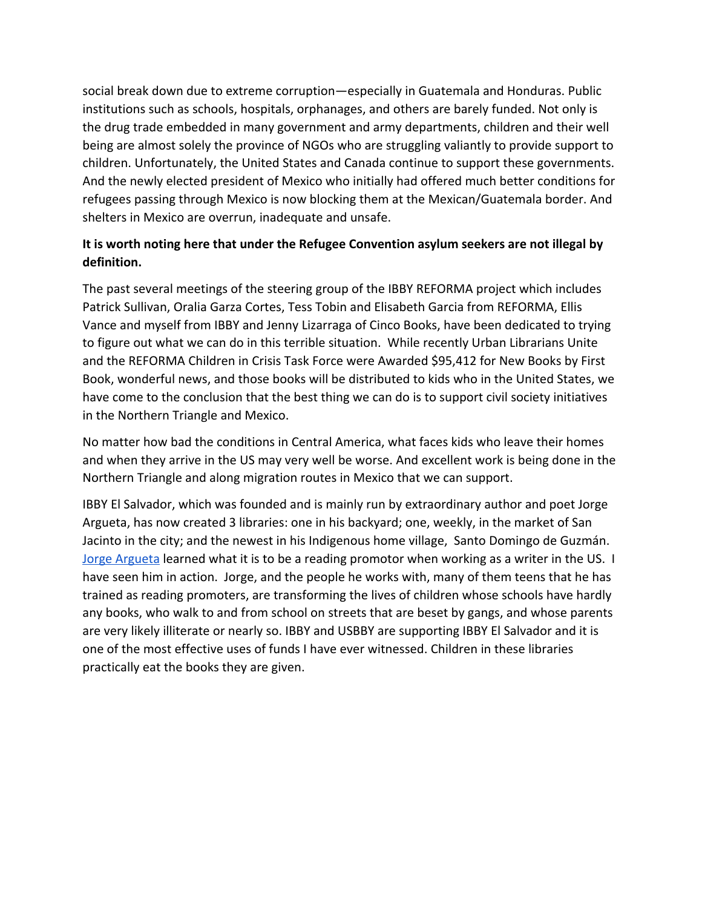social break down due to extreme corruption—especially in Guatemala and Honduras. Public institutions such as schools, hospitals, orphanages, and others are barely funded. Not only is the drug trade embedded in many government and army departments, children and their well being are almost solely the province of NGOs who are struggling valiantly to provide support to children. Unfortunately, the United States and Canada continue to support these governments. And the newly elected president of Mexico who initially had offered much better conditions for refugees passing through Mexico is now blocking them at the Mexican/Guatemala border. And shelters in Mexico are overrun, inadequate and unsafe.

**It is worth noting here that under the Refugee Convention asylum seekers are not illegal by definition.**

The past several meetings of the steering group of the IBBY REFORMA project which includes Patrick Sullivan, Oralia Garza Cortes, Tess Tobin and Elisabeth Garcia from REFORMA, Ellis Vance and myself from IBBY and Jenny Lizarraga of Cinco Books, have been dedicated to trying to figure out what we can do in this terrible situation. While recently Urban Librarians Unite and the REFORMA Children in Crisis Task Force were Awarded $95,412 for New Books by First Book, wonderful news, and those books will be distributed to kids who in the United States, we have come to the conclusion that the best thing we can do is to support civil society initiatives in the Northern Triangle and Mexico.

No matter how bad the conditions in Central America, what faces kids who leave their homes and when they arrive in the US may very well be worse. And excellent work is being done in the Northern Triangle and along migration routes in Mexico that we can support.

IBBY El Salvador, which was founded and is mainly run by extraordinary author and poet Jorge Argueta, has now created 3 libraries: one in his backyard; one, weekly, in the market of San Jacinto in the city; and the newest in his Indigenous home village, Santo Domingo de Guzmán. Jorge Argueta learned what it is to be a reading promotor when working as a writer in the US. I have seen him in action. Jorge, and the people he works with, many of them teens that he has trained as reading promoters, are transforming the lives of children whose schools have hardly any books, who walk to and from school on streets that are beset by gangs, and whose parents are very likely illiterate or nearly so. IBBY and USBBY are supporting IBBY El Salvador and it is one of the most effective uses of funds I have ever witnessed. Children in these libraries practically eat the books they are given.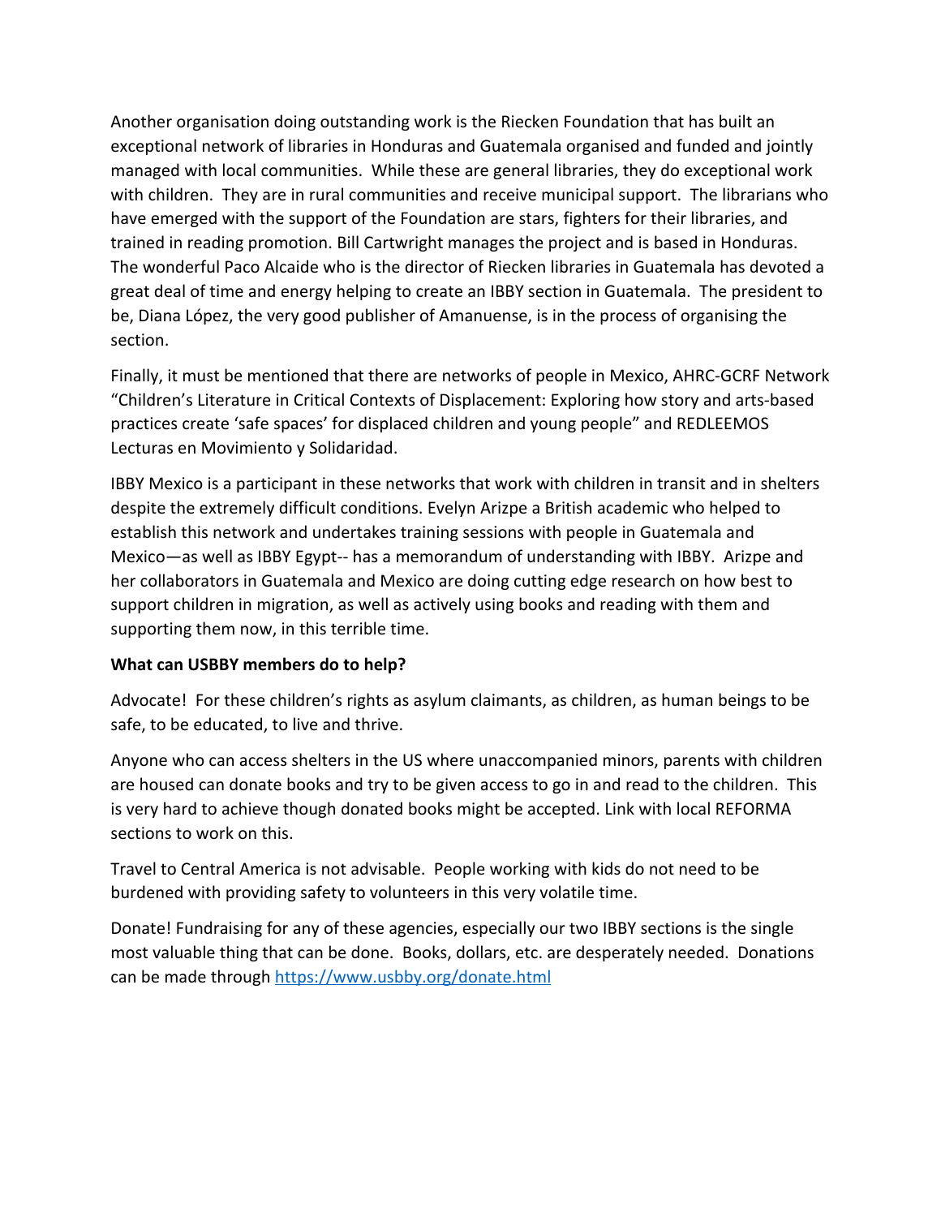Another organisation doing outstanding work is the Riecken Foundation that has built an exceptional network of libraries in Honduras and Guatemala organised and funded and jointly managed with local communities. While these are general libraries, they do exceptional work with children. They are in rural communities and receive municipal support. The librarians who have emerged with the support of the Foundation are stars, fighters for their libraries, and trained in reading promotion. Bill Cartwright manages the project and is based in Honduras. The wonderful Paco Alcaide who is the director of Riecken libraries in Guatemala has devoted a great deal of time and energy helping to create an IBBY section in Guatemala. The president to be, Diana López, the very good publisher of Amanuense, is in the process of organising the section.

Finally, it must be mentioned that there are networks of people in Mexico, AHRC-GCRF Network "Children's Literature in Critical Contexts of Displacement: Exploring how story and arts-based practices create 'safe spaces' for displaced children and young people" and REDLEEMOS Lecturas en Movimiento y Solidaridad.

IBBY Mexico is a participant in these networks that work with children in transit and in shelters despite the extremely difficult conditions. Evelyn Arizpe a British academic who helped to establish this network and undertakes training sessions with people in Guatemala and Mexico—as well as IBBY Egypt-- has a memorandum of understanding with IBBY. Arizpe and her collaborators in Guatemala and Mexico are doing cutting edge research on how best to support children in migration, as well as actively using books and reading with them and supporting them now, in this terrible time.

**What can USBBY members do to help?**

Advocate! For these children's rights as asylum claimants, as children, as human beings to be safe, to be educated, to live and thrive.

Anyone who can access shelters in the US where unaccompanied minors, parents with children are housed can donate books and try to be given access to go in and read to the children. This is very hard to achieve though donated books might be accepted. Link with local REFORMA sections to work on this.

Travel to Central America is not advisable. People working with kids do not need to be burdened with providing safety to volunteers in this very volatile time.

Donate! Fundraising for any of these agencies, especially our two IBBY sections is the single most valuable thing that can be done. Books, dollars, etc. are desperately needed. Donations can be made through https://www.usbby.org/donate.html